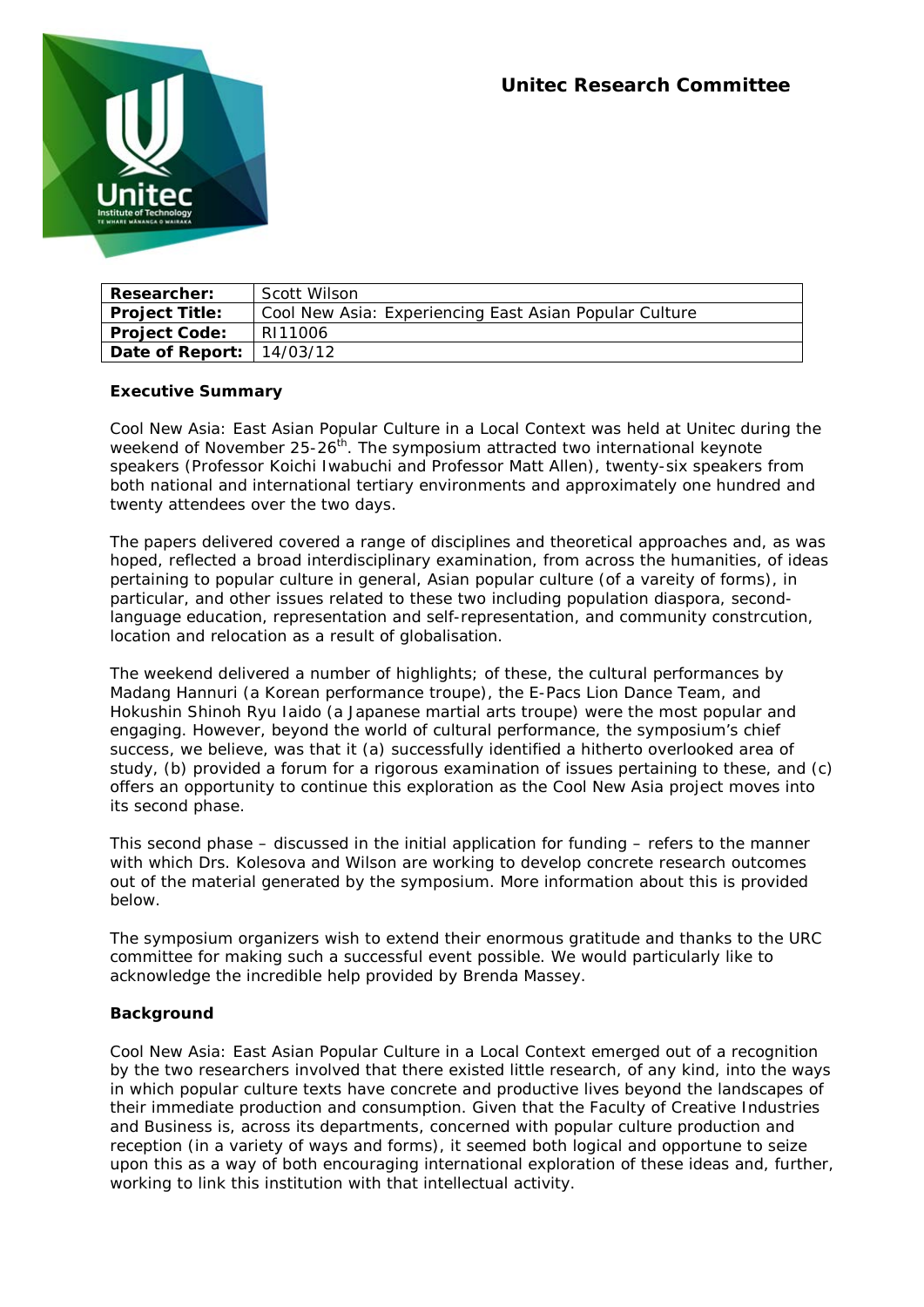# Unitec Research Committee

| Researcher: | Scott Wilson |
|---|---|
| Project Title: | Cool New Asia: Experiencing East Asian Popular Culture |
| Project Code: | RI11006 |
| Date of Report: | 14/03/12 |

**Executive Summary**

Cool New Asia: East Asian Popular Culture in a Local Context was held at Unitec during the weekend of November 25-26th. The symposium attracted two international keynote speakers (Professor Koichi Iwabuchi and Professor Matt Allen), twenty-six speakers from both national and international tertiary environments and approximately one hundred and twenty attendees over the two days.

The papers delivered covered a range of disciplines and theoretical approaches and, as was hoped, reflected a broad interdisciplinary examination, from across the humanities, of ideas pertaining to popular culture in general, Asian popular culture (of a vareity of forms), in particular, and other issues related to these two including population diaspora, second-language education, representation and self-representation, and community constrcution, location and relocation as a result of globalisation.

The weekend delivered a number of highlights; of these, the cultural performances by Madang Hannuri (a Korean performance troupe), the E-Pacs Lion Dance Team, and Hokushin Shinoh Ryu Iaido (a Japanese martial arts troupe) were the most popular and engaging. However, beyond the world of cultural performance, the symposium's chief success, we believe, was that it (a) successfully identified a hitherto overlooked area of study, (b) provided a forum for a rigorous examination of issues pertaining to these, and (c) offers an opportunity to continue this exploration as the Cool New Asia project moves into its second phase.

This second phase – discussed in the initial application for funding – refers to the manner with which Drs. Kolesova and Wilson are working to develop concrete research outcomes out of the material generated by the symposium. More information about this is provided below.

The symposium organizers wish to extend their enormous gratitude and thanks to the URC committee for making such a successful event possible. We would particularly like to acknowledge the incredible help provided by Brenda Massey.

**Background**

Cool New Asia: East Asian Popular Culture in a Local Context emerged out of a recognition by the two researchers involved that there existed little research, of any kind, into the ways in which popular culture texts have concrete and productive lives beyond the landscapes of their immediate production and consumption. Given that the Faculty of Creative Industries and Business is, across its departments, concerned with popular culture production and reception (in a variety of ways and forms), it seemed both logical and opportune to seize upon this as a way of both encouraging international exploration of these ideas and, further, working to link this institution with that intellectual activity.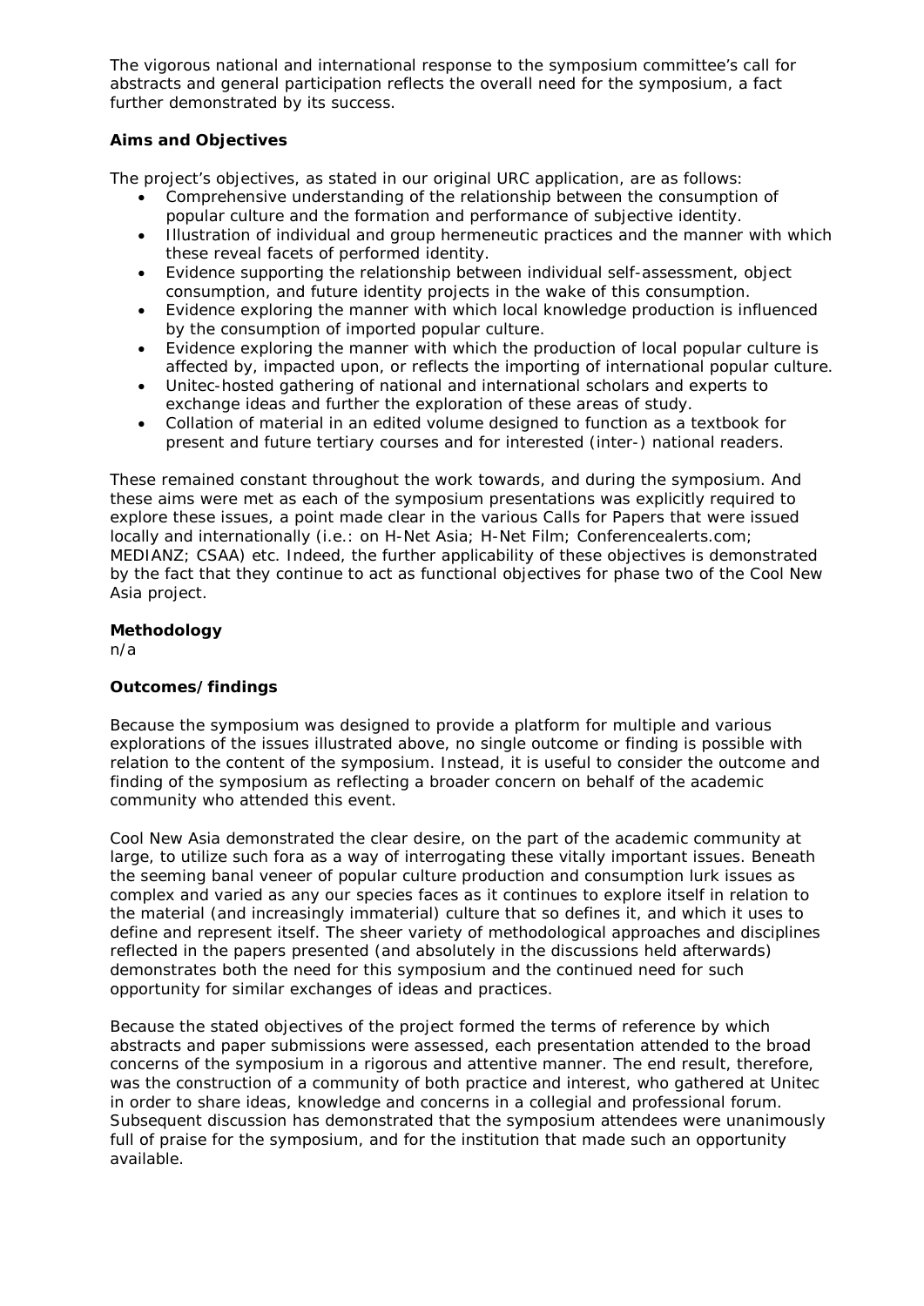The vigorous national and international response to the symposium committee's call for abstracts and general participation reflects the overall need for the symposium, a fact further demonstrated by its success.

**Aims and Objectives**

The project's objectives, as stated in our original URC application, are as follows:

- Comprehensive understanding of the relationship between the consumption of popular culture and the formation and performance of subjective identity.
- Illustration of individual and group hermeneutic practices and the manner with which these reveal facets of performed identity.
- Evidence supporting the relationship between individual self-assessment, object consumption, and future identity projects in the wake of this consumption.
- Evidence exploring the manner with which local knowledge production is influenced by the consumption of imported popular culture.
- Evidence exploring the manner with which the production of local popular culture is affected by, impacted upon, or reflects the importing of international popular culture.
- Unitec-hosted gathering of national and international scholars and experts to exchange ideas and further the exploration of these areas of study.
- Collation of material in an edited volume designed to function as a textbook for present and future tertiary courses and for interested (inter-) national readers.

These remained constant throughout the work towards, and during the symposium. And these aims were met as each of the symposium presentations was explicitly required to explore these issues, a point made clear in the various Calls for Papers that were issued locally and internationally (i.e.: on H-Net Asia; H-Net Film; Conferencealerts.com; MEDIANZ; CSAA) etc. Indeed, the further applicability of these objectives is demonstrated by the fact that they continue to act as functional objectives for phase two of the Cool New Asia project.

**Methodology**

n/a

**Outcomes/findings**

Because the symposium was designed to provide a platform for multiple and various explorations of the issues illustrated above, no single outcome or finding is possible with relation to the content of the symposium. Instead, it is useful to consider the outcome and finding of the symposium as reflecting a broader concern on behalf of the academic community who attended this event.

Cool New Asia demonstrated the clear desire, on the part of the academic community at large, to utilize such fora as a way of interrogating these vitally important issues. Beneath the seeming banal veneer of popular culture production and consumption lurk issues as complex and varied as any our species faces as it continues to explore itself in relation to the material (and increasingly immaterial) culture that so defines it, and which it uses to define and represent itself. The sheer variety of methodological approaches and disciplines reflected in the papers presented (and absolutely in the discussions held afterwards) demonstrates both the need for this symposium and the continued need for such opportunity for similar exchanges of ideas and practices.

Because the stated objectives of the project formed the terms of reference by which abstracts and paper submissions were assessed, each presentation attended to the broad concerns of the symposium in a rigorous and attentive manner. The end result, therefore, was the construction of a community of both practice and interest, who gathered at Unitec in order to share ideas, knowledge and concerns in a collegial and professional forum. Subsequent discussion has demonstrated that the symposium attendees were unanimously full of praise for the symposium, and for the institution that made such an opportunity available.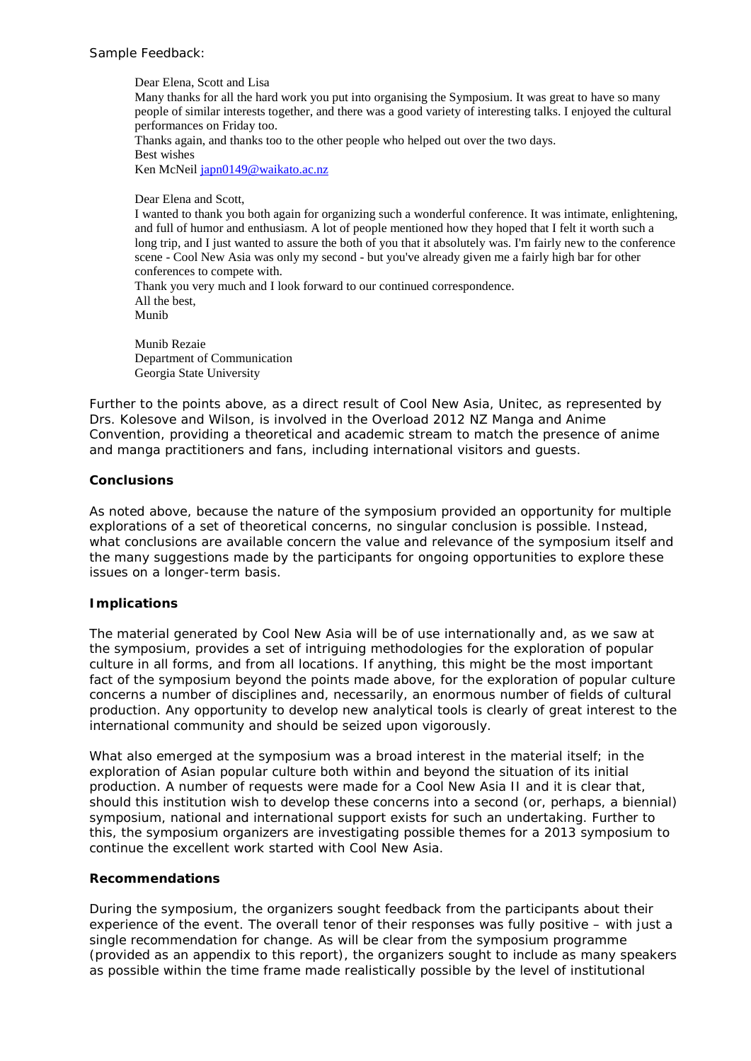Sample Feedback:

> Dear Elena, Scott and Lisa
> Many thanks for all the hard work you put into organising the Symposium. It was great to have so many people of similar interests together, and there was a good variety of interesting talks. I enjoyed the cultural performances on Friday too.
> Thanks again, and thanks too to the other people who helped out over the two days.
> Best wishes
> Ken McNeil japn0149@waikato.ac.nz
>
> Dear Elena and Scott,
> I wanted to thank you both again for organizing such a wonderful conference. It was intimate, enlightening, and full of humor and enthusiasm. A lot of people mentioned how they hoped that I felt it worth such a long trip, and I just wanted to assure the both of you that it absolutely was. I'm fairly new to the conference scene - Cool New Asia was only my second - but you've already given me a fairly high bar for other conferences to compete with.
> Thank you very much and I look forward to our continued correspondence.
> All the best,
> Munib
>
> Munib Rezaie
> Department of Communication
> Georgia State University

Further to the points above, as a direct result of Cool New Asia, Unitec, as represented by Drs. Kolesove and Wilson, is involved in the Overload 2012 NZ Manga and Anime Convention, providing a theoretical and academic stream to match the presence of anime and manga practitioners and fans, including international visitors and guests.

**Conclusions**

As noted above, because the nature of the symposium provided an opportunity for multiple explorations of a set of theoretical concerns, no singular conclusion is possible. Instead, what conclusions are available concern the value and relevance of the symposium itself and the many suggestions made by the participants for ongoing opportunities to explore these issues on a longer-term basis.

**Implications**

The material generated by Cool New Asia will be of use internationally and, as we saw at the symposium, provides a set of intriguing methodologies for the exploration of popular culture in all forms, and from all locations. If anything, this might be the most important fact of the symposium beyond the points made above, for the exploration of popular culture concerns a number of disciplines and, necessarily, an enormous number of fields of cultural production. Any opportunity to develop new analytical tools is clearly of great interest to the international community and should be seized upon vigorously.

What also emerged at the symposium was a broad interest in the material itself; in the exploration of Asian popular culture both within and beyond the situation of its initial production. A number of requests were made for a Cool New Asia II and it is clear that, should this institution wish to develop these concerns into a second (or, perhaps, a biennial) symposium, national and international support exists for such an undertaking. Further to this, the symposium organizers are investigating possible themes for a 2013 symposium to continue the excellent work started with Cool New Asia.

**Recommendations**

During the symposium, the organizers sought feedback from the participants about their experience of the event. The overall tenor of their responses was fully positive – with just a single recommendation for change. As will be clear from the symposium programme (provided as an appendix to this report), the organizers sought to include as many speakers as possible within the time frame made realistically possible by the level of institutional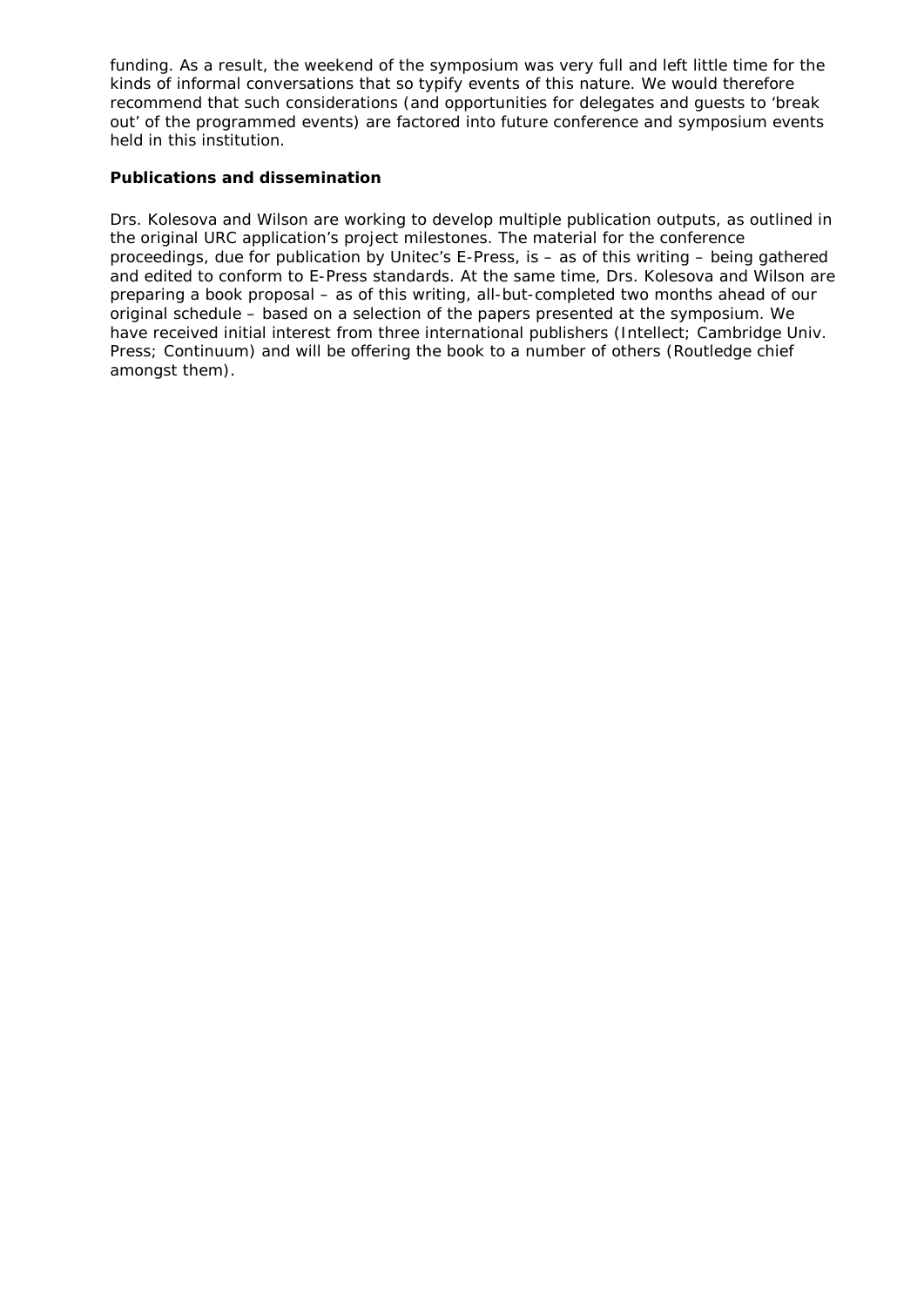funding. As a result, the weekend of the symposium was very full and left little time for the kinds of informal conversations that so typify events of this nature. We would therefore recommend that such considerations (and opportunities for delegates and guests to 'break out' of the programmed events) are factored into future conference and symposium events held in this institution.

**Publications and dissemination**

Drs. Kolesova and Wilson are working to develop multiple publication outputs, as outlined in the original URC application's project milestones. The material for the conference proceedings, due for publication by Unitec's E-Press, is – as of this writing – being gathered and edited to conform to E-Press standards. At the same time, Drs. Kolesova and Wilson are preparing a book proposal – as of this writing, all-but-completed two months ahead of our original schedule – based on a selection of the papers presented at the symposium. We have received initial interest from three international publishers (Intellect; Cambridge Univ. Press; Continuum) and will be offering the book to a number of others (Routledge chief amongst them).